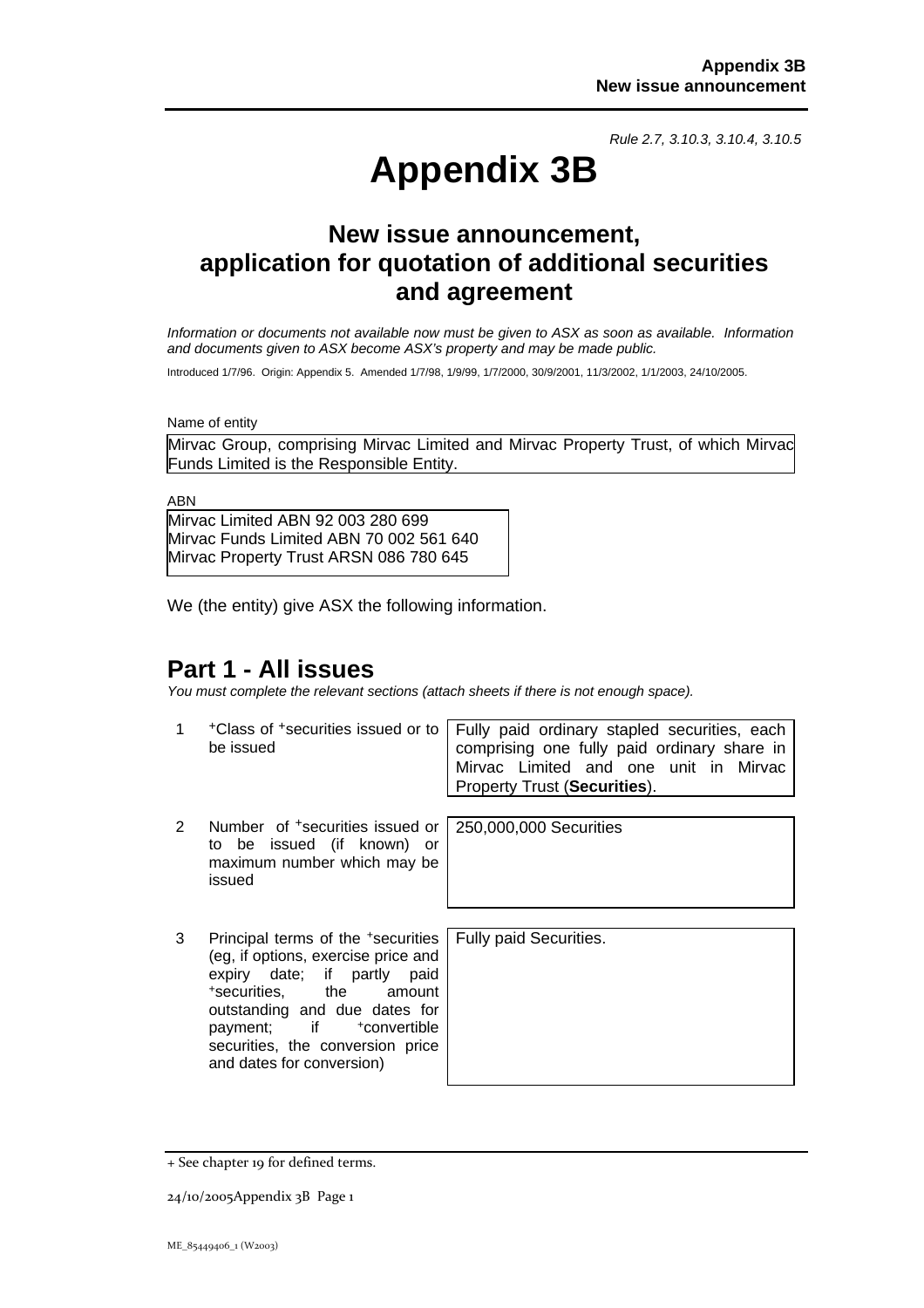*Rule 2.7, 3.10.3, 3.10.4, 3.10.5*

# Appendix 3B

## New issue announcement, application for quotation of additional securities and agreement

*Information or documents not available now must be given to ASX as soon as available. Information and documents given to ASX become ASX's property and may be made public.*

Introduced 1/7/96. Origin: Appendix 5. Amended 1/7/98, 1/9/99, 1/7/2000, 30/9/2001, 11/3/2002, 1/1/2003, 24/10/2005.

Name of entity

Mirvac Group, comprising Mirvac Limited and Mirvac Property Trust, of which Mirvac Funds Limited is the Responsible Entity.

ABN

Mirvac Limited ABN 92 003 280 699
Mirvac Funds Limited ABN 70 002 561 640
Mirvac Property Trust ARSN 086 780 645

We (the entity) give ASX the following information.

## Part 1 - All issues

*You must complete the relevant sections (attach sheets if there is not enough space).*

| | | |
|---|---|---|
| 1 | +Class of +securities issued or to be issued | Fully paid ordinary stapled securities, each comprising one fully paid ordinary share in Mirvac Limited and one unit in Mirvac Property Trust (**Securities**). |
| 2 | Number of +securities issued or to be issued (if known) or maximum number which may be issued | 250,000,000 Securities |
| 3 | Principal terms of the +securities (eg, if options, exercise price and expiry date; if partly paid +securities, the amount outstanding and due dates for payment; if +convertible securities, the conversion price and dates for conversion) | Fully paid Securities. |

+ See chapter 19 for defined terms.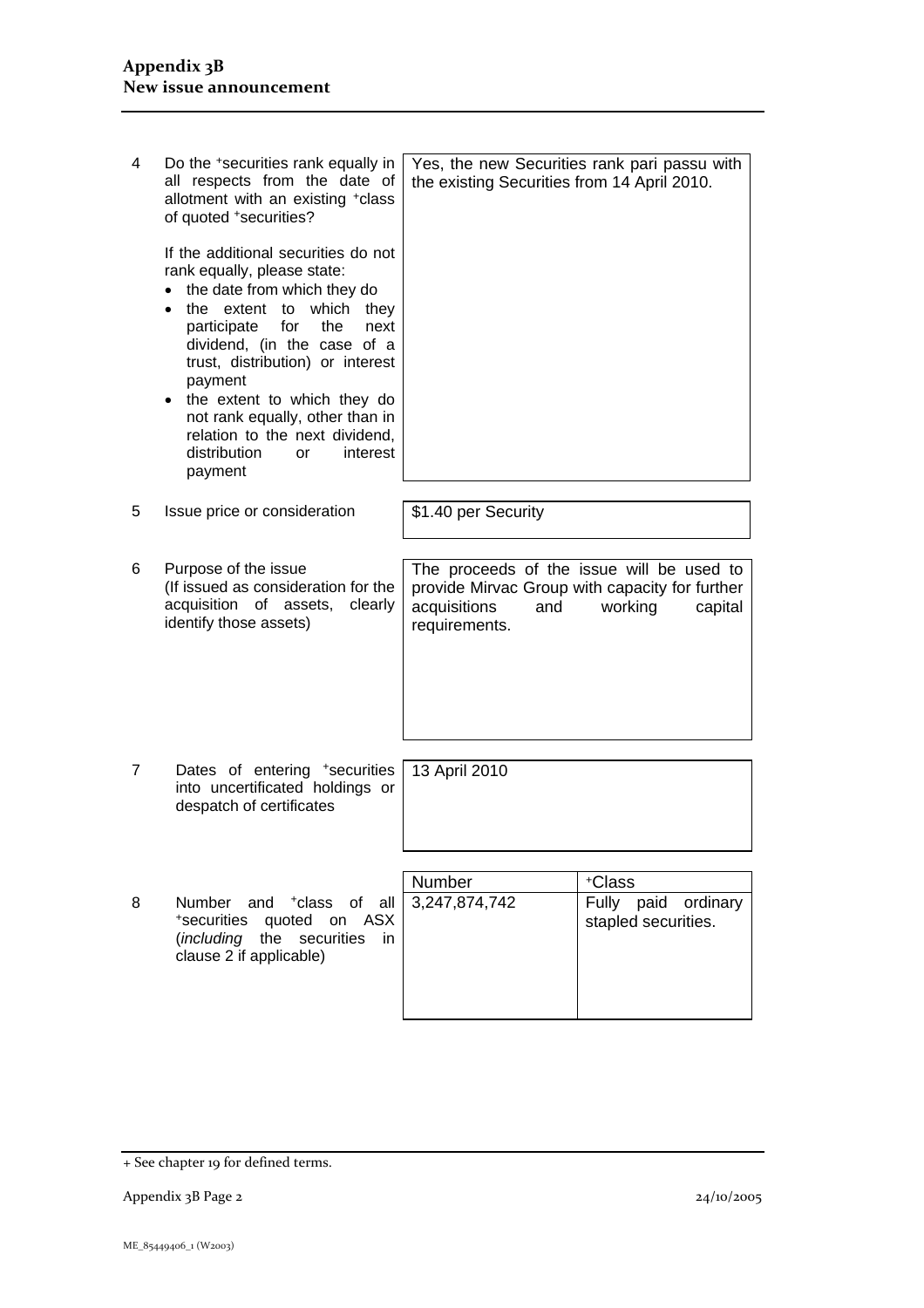| | | |
|---|---|---|
| 4 | Do the +securities rank equally in all respects from the date of allotment with an existing +class of quoted +securities?<br><br>If the additional securities do not rank equally, please state:<br>• the date from which they do<br>• the extent to which they participate for the next dividend, (in the case of a trust, distribution) or interest payment<br>• the extent to which they do not rank equally, other than in relation to the next dividend, distribution or interest payment | Yes, the new Securities rank pari passu with the existing Securities from 14 April 2010. |
| 5 | Issue price or consideration | $1.40 per Security |
| 6 | Purpose of the issue<br>(If issued as consideration for the acquisition of assets, clearly identify those assets) | The proceeds of the issue will be used to provide Mirvac Group with capacity for further acquisitions and working capital requirements. |
| 7 | Dates of entering +securities into uncertificated holdings or despatch of certificates | 13 April 2010 |

| | | Number | +Class |
|---|---|---|---|
| 8 | Number and +class of all +securities quoted on ASX (*including* the securities in clause 2 if applicable) | 3,247,874,742 | Fully paid ordinary stapled securities. |

+ See chapter 19 for defined terms.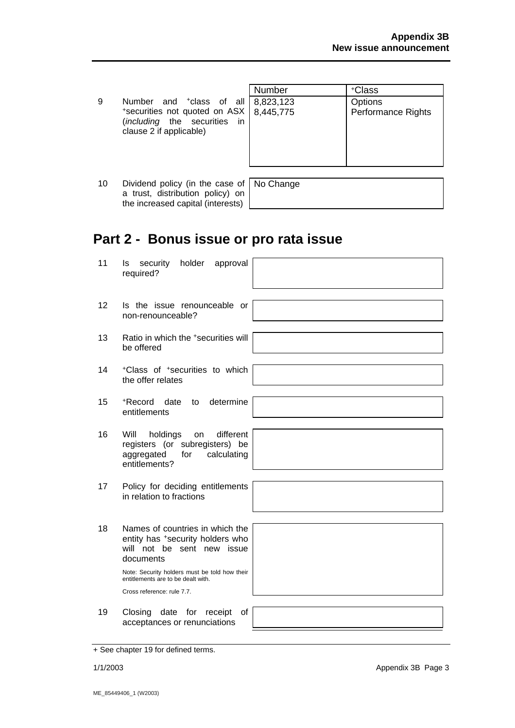| | | Number | +Class |
|---|---|---|---|
| 9 | Number and +class of all +securities not quoted on ASX (*including* the securities in clause 2 if applicable) | 8,823,123<br>8,445,775 | Options<br>Performance Rights |

| | | |
|---|---|---|
| 10 | Dividend policy (in the case of a trust, distribution policy) on the increased capital (interests) | No Change |

## Part 2 - Bonus issue or pro rata issue

| | | |
|---|---|---|
| 11 | Is security holder approval required? | |
| 12 | Is the issue renounceable or non-renounceable? | |
| 13 | Ratio in which the +securities will be offered | |
| 14 | +Class of +securities to which the offer relates | |
| 15 | +Record date to determine entitlements | |
| 16 | Will holdings on different registers (or subregisters) be aggregated for calculating entitlements? | |
| 17 | Policy for deciding entitlements in relation to fractions | |
| 18 | Names of countries in which the entity has +security holders who will not be sent new issue documents<br><br>Note: Security holders must be told how their entitlements are to be dealt with.<br><br>Cross reference: rule 7.7. | |
| 19 | Closing date for receipt of acceptances or renunciations | |

+ See chapter 19 for defined terms.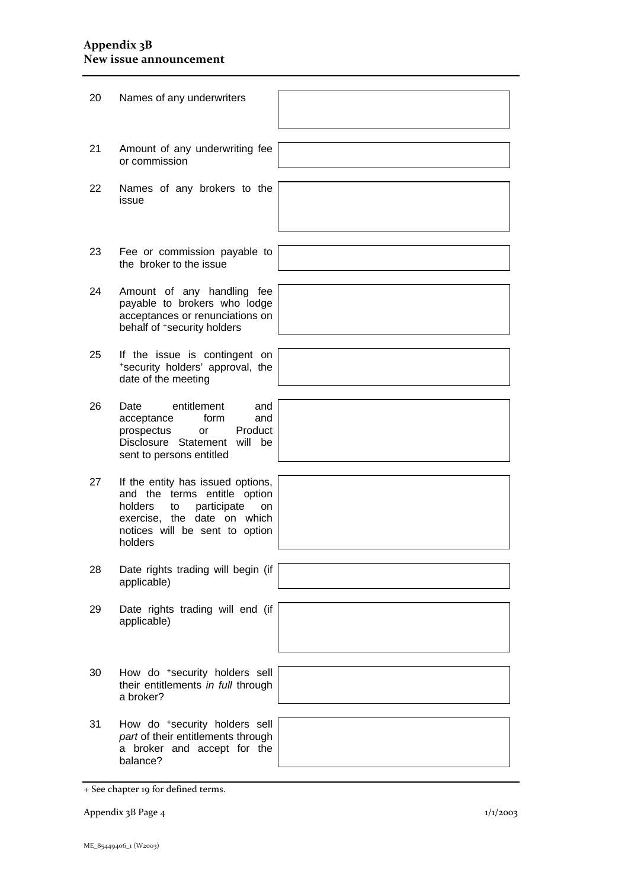| | | |
|---|---|---|
| 20 | Names of any underwriters | |
| 21 | Amount of any underwriting fee or commission | |
| 22 | Names of any brokers to the issue | |
| 23 | Fee or commission payable to the broker to the issue | |
| 24 | Amount of any handling fee payable to brokers who lodge acceptances or renunciations on behalf of +security holders | |
| 25 | If the issue is contingent on +security holders' approval, the date of the meeting | |
| 26 | Date entitlement and acceptance form and prospectus or Product Disclosure Statement will be sent to persons entitled | |
| 27 | If the entity has issued options, and the terms entitle option holders to participate on exercise, the date on which notices will be sent to option holders | |
| 28 | Date rights trading will begin (if applicable) | |
| 29 | Date rights trading will end (if applicable) | |
| 30 | How do +security holders sell their entitlements *in full* through a broker? | |
| 31 | How do +security holders sell *part* of their entitlements through a broker and accept for the balance? | |

+ See chapter 19 for defined terms.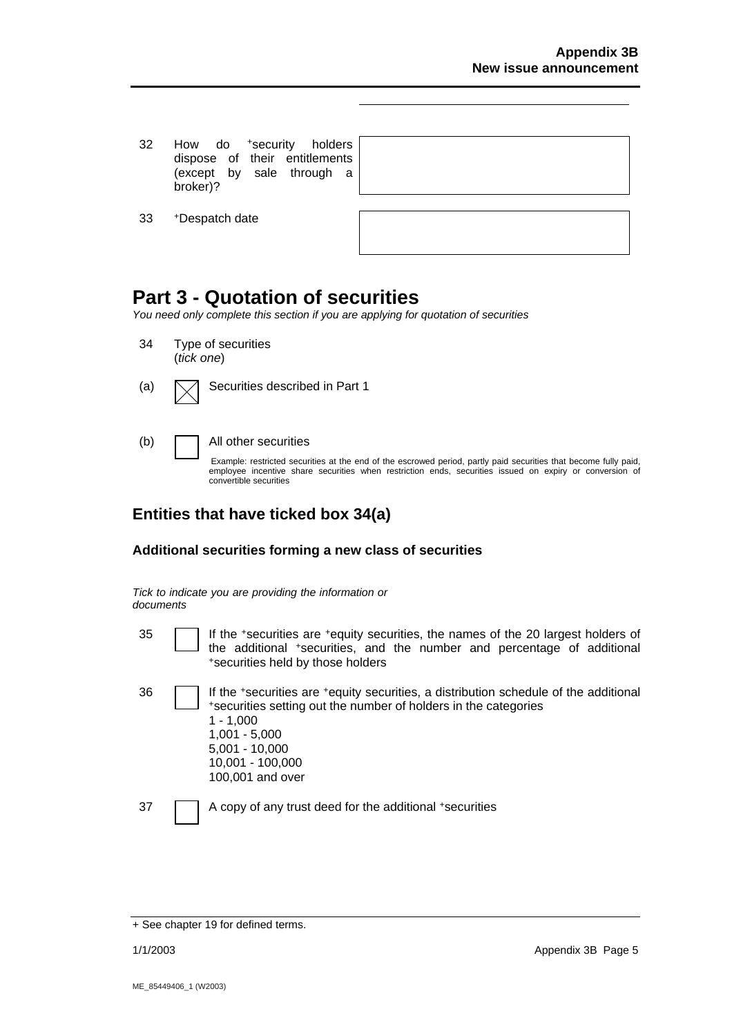| | | |
|---|---|---|
| 32 | How do +security holders dispose of their entitlements (except by sale through a broker)? | |
| 33 | +Despatch date | |

## Part 3 - Quotation of securities

*You need only complete this section if you are applying for quotation of securities*

34 Type of securities
(*tick one*)

(a) ☒ Securities described in Part 1

(b) ☐ All other securities

Example: restricted securities at the end of the escrowed period, partly paid securities that become fully paid, employee incentive share securities when restriction ends, securities issued on expiry or conversion of convertible securities

### Entities that have ticked box 34(a)

#### Additional securities forming a new class of securities

*Tick to indicate you are providing the information or documents*

35 ☐ If the +securities are +equity securities, the names of the 20 largest holders of the additional +securities, and the number and percentage of additional +securities held by those holders

36 ☐ If the +securities are +equity securities, a distribution schedule of the additional +securities setting out the number of holders in the categories
1 - 1,000
1,001 - 5,000
5,001 - 10,000
10,001 - 100,000
100,001 and over

37 ☐ A copy of any trust deed for the additional +securities

+ See chapter 19 for defined terms.

ME_85449406_1 (W2003)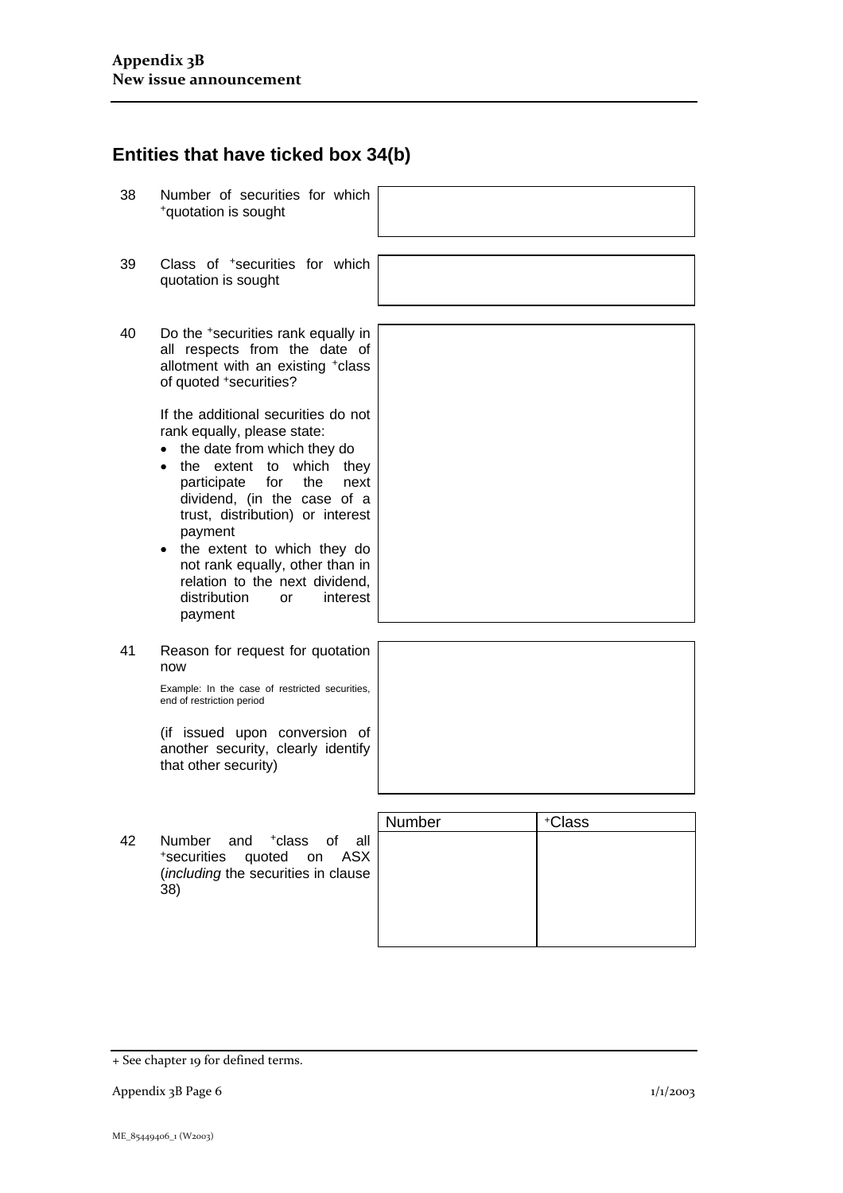## Entities that have ticked box 34(b)

| | | |
|---|---|---|
| 38 | Number of securities for which +quotation is sought | |
| 39 | Class of +securities for which quotation is sought | |
| 40 | Do the +securities rank equally in all respects from the date of allotment with an existing +class of quoted +securities?<br><br>If the additional securities do not rank equally, please state:<br>• the date from which they do<br>• the extent to which they participate for the next dividend, (in the case of a trust, distribution) or interest payment<br>• the extent to which they do not rank equally, other than in relation to the next dividend, distribution or interest payment | |
| 41 | Reason for request for quotation now<br><br>Example: In the case of restricted securities, end of restriction period<br><br>(if issued upon conversion of another security, clearly identify that other security) | |

42 Number and +class of all +securities quoted on ASX (*including* the securities in clause 38)

| Number | +Class |
|---|---|
| | |

+ See chapter 19 for defined terms.

ME_85449406_1 (W2003)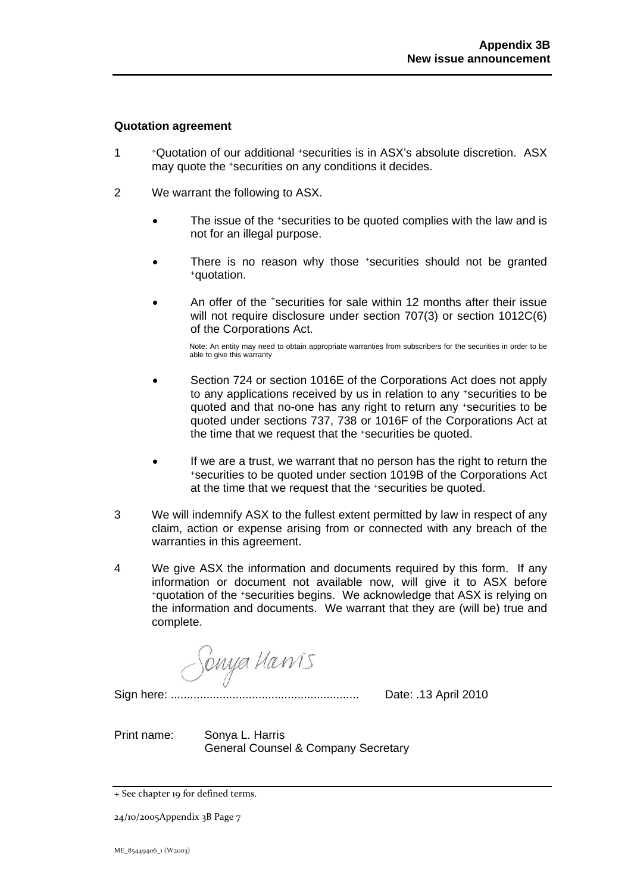**Quotation agreement**

1 +Quotation of our additional +securities is in ASX's absolute discretion. ASX may quote the +securities on any conditions it decides.

2 We warrant the following to ASX.

- The issue of the +securities to be quoted complies with the law and is not for an illegal purpose.

- There is no reason why those +securities should not be granted +quotation.

- An offer of the +securities for sale within 12 months after their issue will not require disclosure under section 707(3) or section 1012C(6) of the Corporations Act.

  Note: An entity may need to obtain appropriate warranties from subscribers for the securities in order to be able to give this warranty

- Section 724 or section 1016E of the Corporations Act does not apply to any applications received by us in relation to any +securities to be quoted and that no-one has any right to return any +securities to be quoted under sections 737, 738 or 1016F of the Corporations Act at the time that we request that the +securities be quoted.

- If we are a trust, we warrant that no person has the right to return the +securities to be quoted under section 1019B of the Corporations Act at the time that we request that the +securities be quoted.

3 We will indemnify ASX to the fullest extent permitted by law in respect of any claim, action or expense arising from or connected with any breach of the warranties in this agreement.

4 We give ASX the information and documents required by this form. If any information or document not available now, will give it to ASX before +quotation of the +securities begins. We acknowledge that ASX is relying on the information and documents. We warrant that they are (will be) true and complete.

Sign here: ............................................................ Date: .13 April 2010

Print name: Sonya L. Harris
General Counsel & Company Secretary

+ See chapter 19 for defined terms.

ME_85449406_1 (W2003)